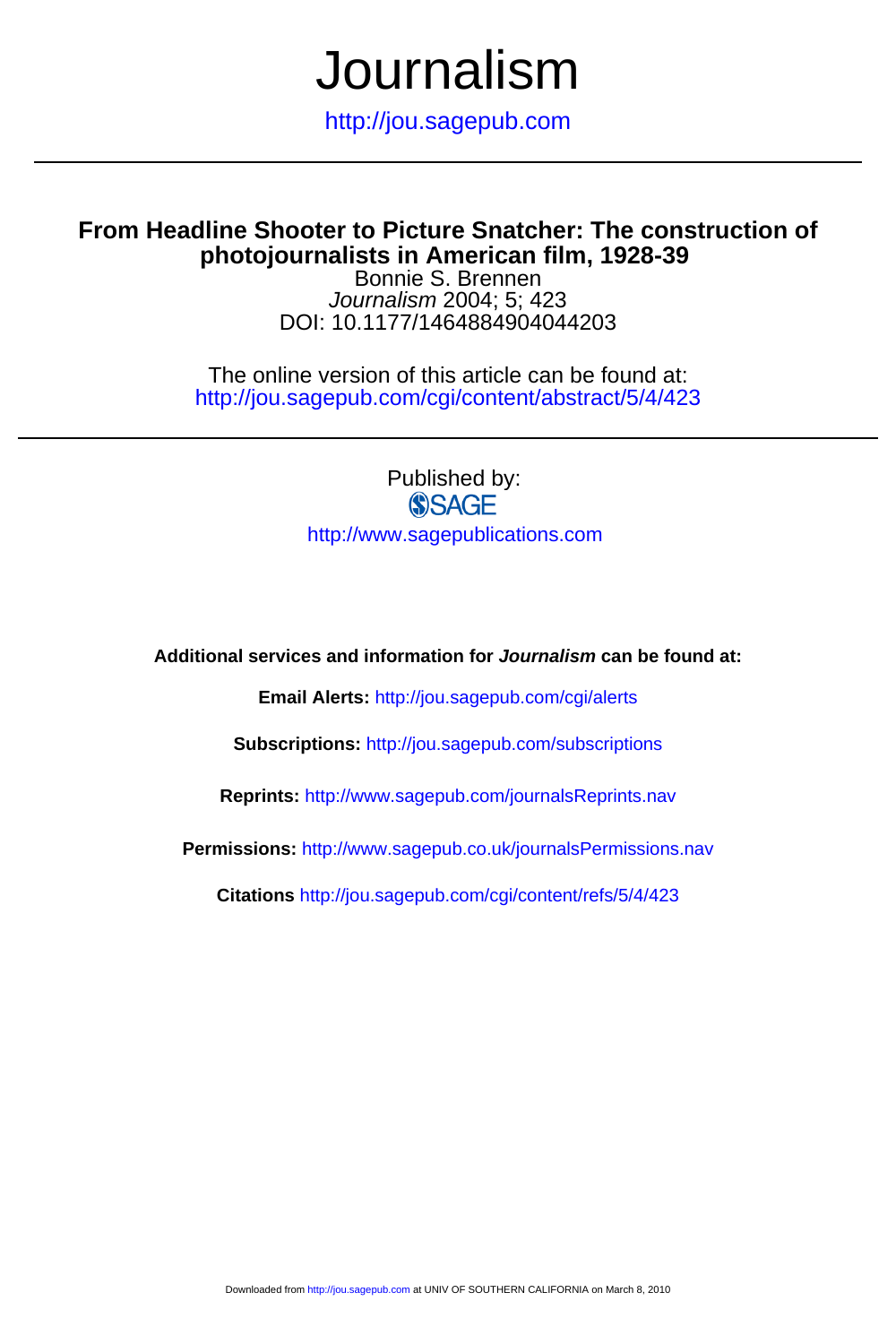# Journalism

http://jou.sagepub.com

## From Headline Shooter to Picture Snatcher: The construction of photojournalists in American film, 1928-39

Bonnie S. Brennen

*Journalism* 2004; 5; 423

DOI: 10.1177/1464884904044203

The online version of this article can be found at:
http://jou.sagepub.com/cgi/content/abstract/5/4/423

Published by:

SAGE

http://www.sagepublications.com

**Additional services and information for *Journalism* can be found at:**

**Email Alerts:** http://jou.sagepub.com/cgi/alerts

**Subscriptions:** http://jou.sagepub.com/subscriptions

**Reprints:** http://www.sagepub.com/journalsReprints.nav

**Permissions:** http://www.sagepub.co.uk/journalsPermissions.nav

**Citations** http://jou.sagepub.com/cgi/content/refs/5/4/423

Downloaded from http://jou.sagepub.com at UNIV OF SOUTHERN CALIFORNIA on March 8, 2010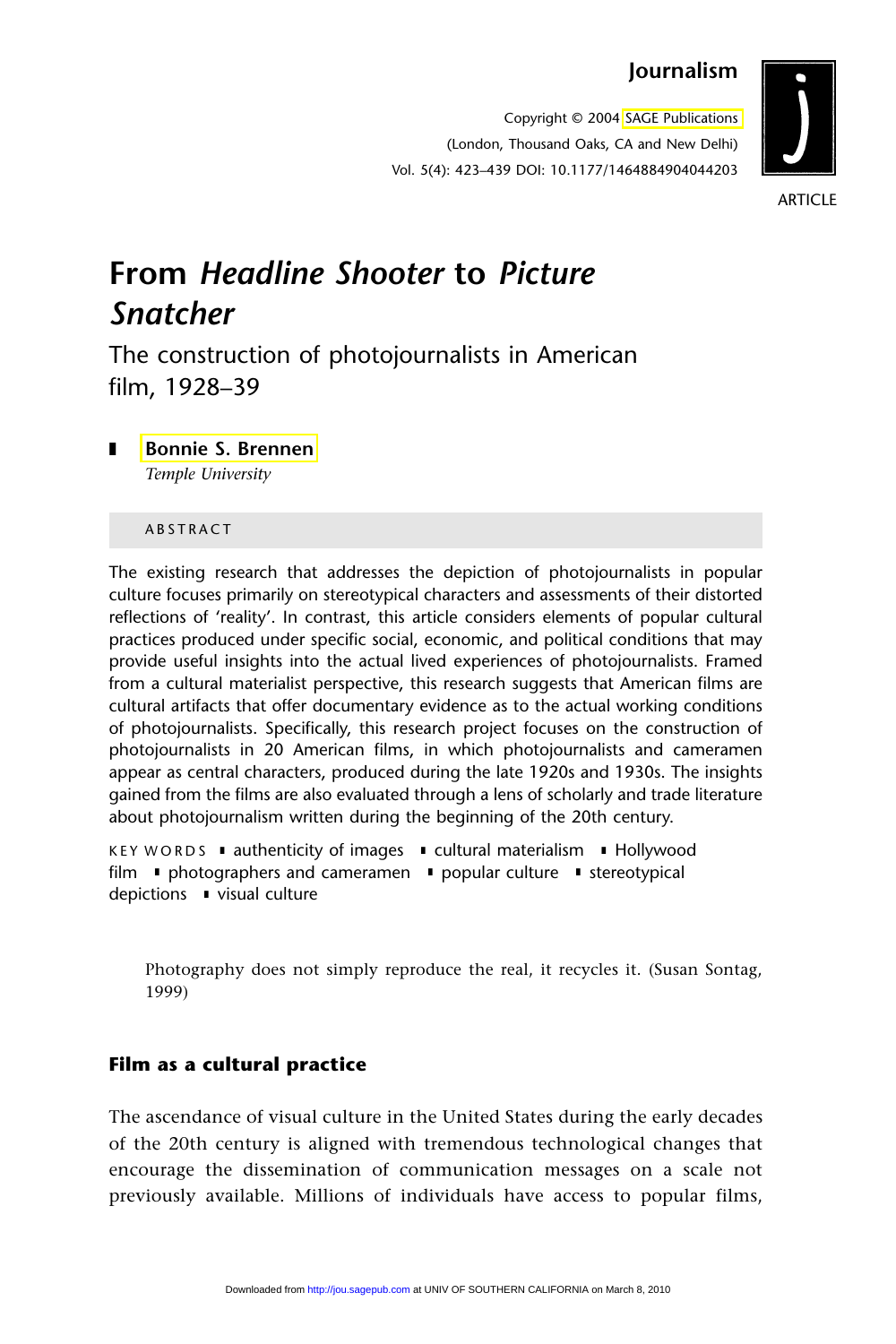Journalism

Copyright © 2004 SAGE Publications
(London, Thousand Oaks, CA and New Delhi)
Vol. 5(4): 423–439 DOI: 10.1177/1464884904044203

ARTICLE

# From *Headline Shooter* to *Picture Snatcher*

## The construction of photojournalists in American film, 1928–39

**Bonnie S. Brennen**
*Temple University*

ABSTRACT

The existing research that addresses the depiction of photojournalists in popular culture focuses primarily on stereotypical characters and assessments of their distorted reflections of 'reality'. In contrast, this article considers elements of popular cultural practices produced under specific social, economic, and political conditions that may provide useful insights into the actual lived experiences of photojournalists. Framed from a cultural materialist perspective, this research suggests that American films are cultural artifacts that offer documentary evidence as to the actual working conditions of photojournalists. Specifically, this research project focuses on the construction of photojournalists in 20 American films, in which photojournalists and cameramen appear as central characters, produced during the late 1920s and 1930s. The insights gained from the films are also evaluated through a lens of scholarly and trade literature about photojournalism written during the beginning of the 20th century.

KEY WORDS ▪ authenticity of images ▪ cultural materialism ▪ Hollywood film ▪ photographers and cameramen ▪ popular culture ▪ stereotypical depictions ▪ visual culture

> Photography does not simply reproduce the real, it recycles it. (Susan Sontag, 1999)

### Film as a cultural practice

The ascendance of visual culture in the United States during the early decades of the 20th century is aligned with tremendous technological changes that encourage the dissemination of communication messages on a scale not previously available. Millions of individuals have access to popular films,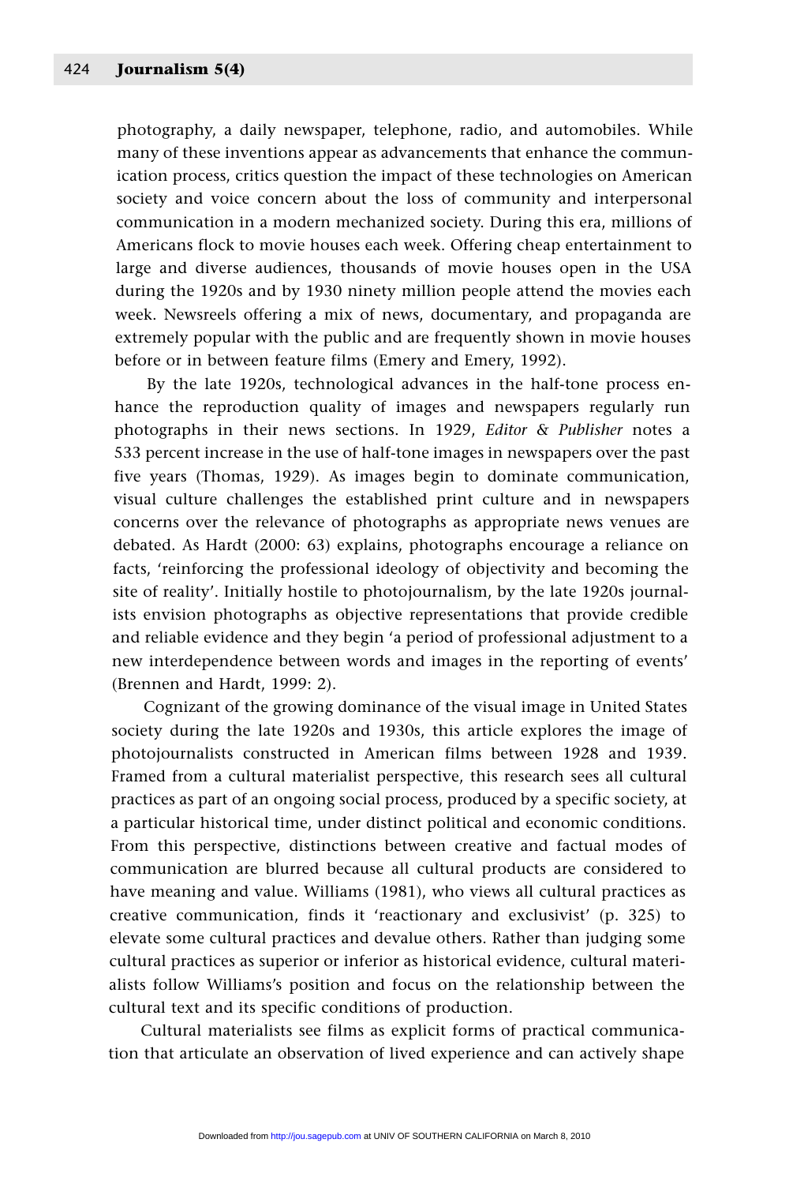photography, a daily newspaper, telephone, radio, and automobiles. While many of these inventions appear as advancements that enhance the communication process, critics question the impact of these technologies on American society and voice concern about the loss of community and interpersonal communication in a modern mechanized society. During this era, millions of Americans flock to movie houses each week. Offering cheap entertainment to large and diverse audiences, thousands of movie houses open in the USA during the 1920s and by 1930 ninety million people attend the movies each week. Newsreels offering a mix of news, documentary, and propaganda are extremely popular with the public and are frequently shown in movie houses before or in between feature films (Emery and Emery, 1992).

By the late 1920s, technological advances in the half-tone process enhance the reproduction quality of images and newspapers regularly run photographs in their news sections. In 1929, *Editor & Publisher* notes a 533 percent increase in the use of half-tone images in newspapers over the past five years (Thomas, 1929). As images begin to dominate communication, visual culture challenges the established print culture and in newspapers concerns over the relevance of photographs as appropriate news venues are debated. As Hardt (2000: 63) explains, photographs encourage a reliance on facts, 'reinforcing the professional ideology of objectivity and becoming the site of reality'. Initially hostile to photojournalism, by the late 1920s journalists envision photographs as objective representations that provide credible and reliable evidence and they begin 'a period of professional adjustment to a new interdependence between words and images in the reporting of events' (Brennen and Hardt, 1999: 2).

Cognizant of the growing dominance of the visual image in United States society during the late 1920s and 1930s, this article explores the image of photojournalists constructed in American films between 1928 and 1939. Framed from a cultural materialist perspective, this research sees all cultural practices as part of an ongoing social process, produced by a specific society, at a particular historical time, under distinct political and economic conditions. From this perspective, distinctions between creative and factual modes of communication are blurred because all cultural products are considered to have meaning and value. Williams (1981), who views all cultural practices as creative communication, finds it 'reactionary and exclusivist' (p. 325) to elevate some cultural practices and devalue others. Rather than judging some cultural practices as superior or inferior as historical evidence, cultural materialists follow Williams's position and focus on the relationship between the cultural text and its specific conditions of production.

Cultural materialists see films as explicit forms of practical communication that articulate an observation of lived experience and can actively shape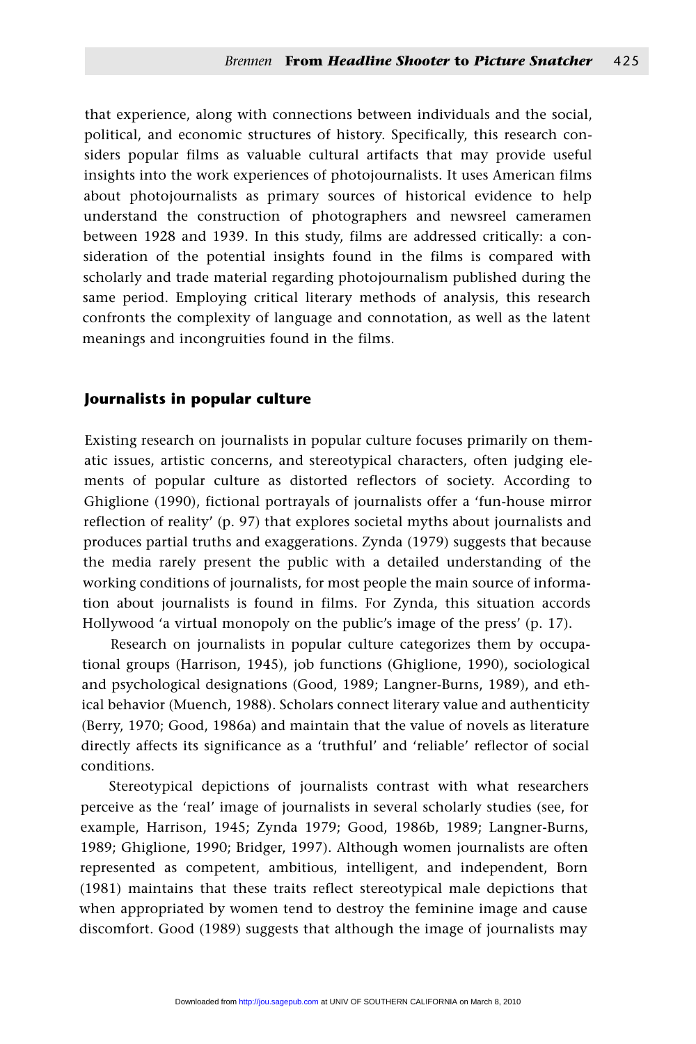that experience, along with connections between individuals and the social, political, and economic structures of history. Specifically, this research considers popular films as valuable cultural artifacts that may provide useful insights into the work experiences of photojournalists. It uses American films about photojournalists as primary sources of historical evidence to help understand the construction of photographers and newsreel cameramen between 1928 and 1939. In this study, films are addressed critically: a consideration of the potential insights found in the films is compared with scholarly and trade material regarding photojournalism published during the same period. Employing critical literary methods of analysis, this research confronts the complexity of language and connotation, as well as the latent meanings and incongruities found in the films.

## Journalists in popular culture

Existing research on journalists in popular culture focuses primarily on thematic issues, artistic concerns, and stereotypical characters, often judging elements of popular culture as distorted reflectors of society. According to Ghiglione (1990), fictional portrayals of journalists offer a 'fun-house mirror reflection of reality' (p. 97) that explores societal myths about journalists and produces partial truths and exaggerations. Zynda (1979) suggests that because the media rarely present the public with a detailed understanding of the working conditions of journalists, for most people the main source of information about journalists is found in films. For Zynda, this situation accords Hollywood 'a virtual monopoly on the public's image of the press' (p. 17).

Research on journalists in popular culture categorizes them by occupational groups (Harrison, 1945), job functions (Ghiglione, 1990), sociological and psychological designations (Good, 1989; Langner-Burns, 1989), and ethical behavior (Muench, 1988). Scholars connect literary value and authenticity (Berry, 1970; Good, 1986a) and maintain that the value of novels as literature directly affects its significance as a 'truthful' and 'reliable' reflector of social conditions.

Stereotypical depictions of journalists contrast with what researchers perceive as the 'real' image of journalists in several scholarly studies (see, for example, Harrison, 1945; Zynda 1979; Good, 1986b, 1989; Langner-Burns, 1989; Ghiglione, 1990; Bridger, 1997). Although women journalists are often represented as competent, ambitious, intelligent, and independent, Born (1981) maintains that these traits reflect stereotypical male depictions that when appropriated by women tend to destroy the feminine image and cause discomfort. Good (1989) suggests that although the image of journalists may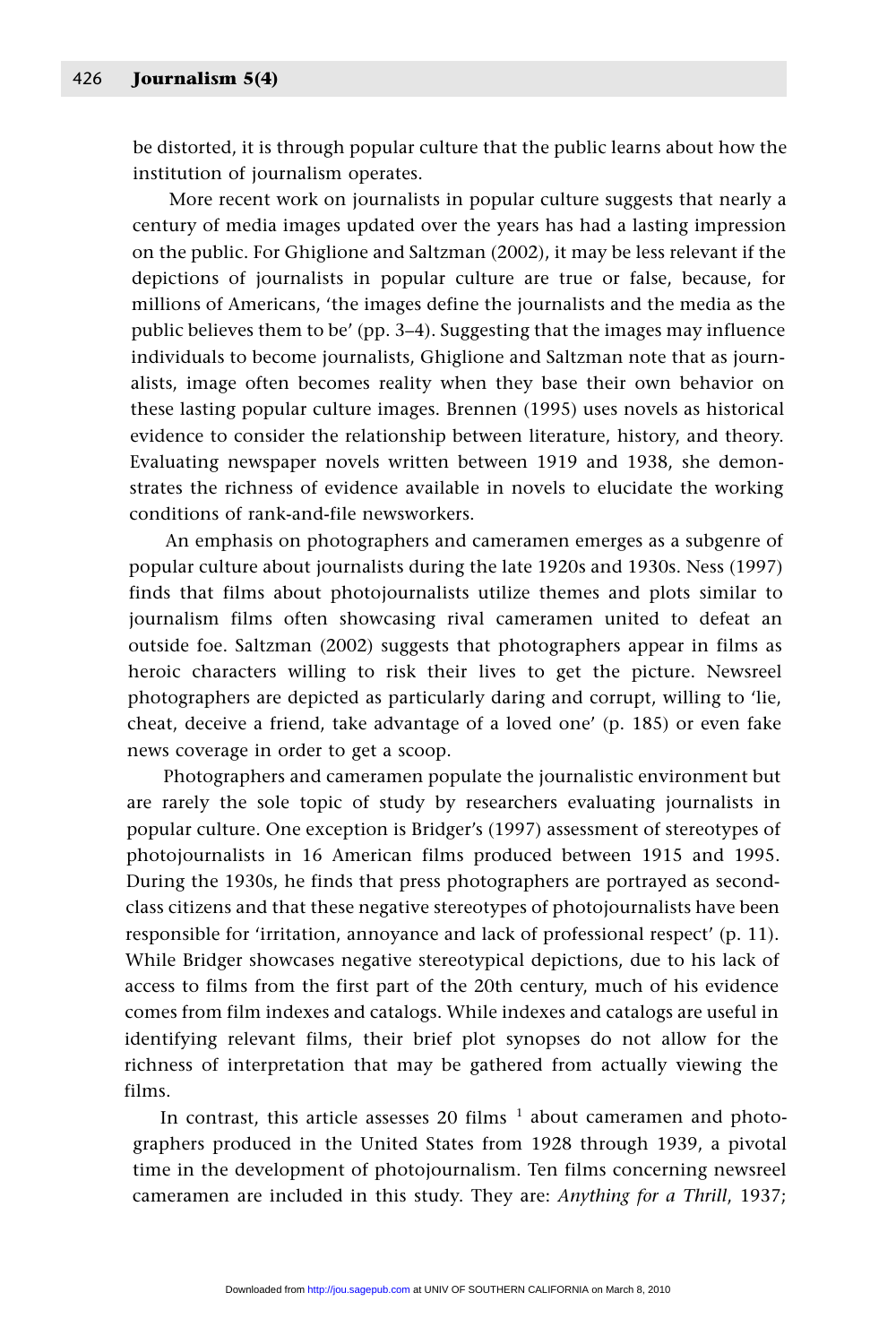be distorted, it is through popular culture that the public learns about how the institution of journalism operates.

More recent work on journalists in popular culture suggests that nearly a century of media images updated over the years has had a lasting impression on the public. For Ghiglione and Saltzman (2002), it may be less relevant if the depictions of journalists in popular culture are true or false, because, for millions of Americans, 'the images define the journalists and the media as the public believes them to be' (pp. 3–4). Suggesting that the images may influence individuals to become journalists, Ghiglione and Saltzman note that as journalists, image often becomes reality when they base their own behavior on these lasting popular culture images. Brennen (1995) uses novels as historical evidence to consider the relationship between literature, history, and theory. Evaluating newspaper novels written between 1919 and 1938, she demonstrates the richness of evidence available in novels to elucidate the working conditions of rank-and-file newsworkers.

An emphasis on photographers and cameramen emerges as a subgenre of popular culture about journalists during the late 1920s and 1930s. Ness (1997) finds that films about photojournalists utilize themes and plots similar to journalism films often showcasing rival cameramen united to defeat an outside foe. Saltzman (2002) suggests that photographers appear in films as heroic characters willing to risk their lives to get the picture. Newsreel photographers are depicted as particularly daring and corrupt, willing to 'lie, cheat, deceive a friend, take advantage of a loved one' (p. 185) or even fake news coverage in order to get a scoop.

Photographers and cameramen populate the journalistic environment but are rarely the sole topic of study by researchers evaluating journalists in popular culture. One exception is Bridger's (1997) assessment of stereotypes of photojournalists in 16 American films produced between 1915 and 1995. During the 1930s, he finds that press photographers are portrayed as second-class citizens and that these negative stereotypes of photojournalists have been responsible for 'irritation, annoyance and lack of professional respect' (p. 11). While Bridger showcases negative stereotypical depictions, due to his lack of access to films from the first part of the 20th century, much of his evidence comes from film indexes and catalogs. While indexes and catalogs are useful in identifying relevant films, their brief plot synopses do not allow for the richness of interpretation that may be gathered from actually viewing the films.

In contrast, this article assesses 20 films [1] about cameramen and photographers produced in the United States from 1928 through 1939, a pivotal time in the development of photojournalism. Ten films concerning newsreel cameramen are included in this study. They are: *Anything for a Thrill*, 1937;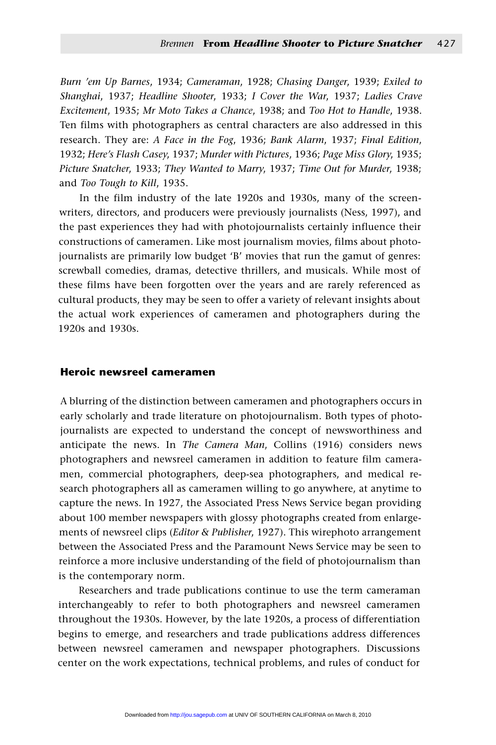*Burn 'em Up Barnes*, 1934; *Cameraman*, 1928; *Chasing Danger*, 1939; *Exiled to Shanghai*, 1937; *Headline Shooter*, 1933; *I Cover the War*, 1937; *Ladies Crave Excitement*, 1935; *Mr Moto Takes a Chance*, 1938; and *Too Hot to Handle*, 1938. Ten films with photographers as central characters are also addressed in this research. They are: *A Face in the Fog*, 1936; *Bank Alarm*, 1937; *Final Edition*, 1932; *Here's Flash Casey*, 1937; *Murder with Pictures*, 1936; *Page Miss Glory*, 1935; *Picture Snatcher*, 1933; *They Wanted to Marry*, 1937; *Time Out for Murder*, 1938; and *Too Tough to Kill*, 1935.

In the film industry of the late 1920s and 1930s, many of the screenwriters, directors, and producers were previously journalists (Ness, 1997), and the past experiences they had with photojournalists certainly influence their constructions of cameramen. Like most journalism movies, films about photojournalists are primarily low budget 'B' movies that run the gamut of genres: screwball comedies, dramas, detective thrillers, and musicals. While most of these films have been forgotten over the years and are rarely referenced as cultural products, they may be seen to offer a variety of relevant insights about the actual work experiences of cameramen and photographers during the 1920s and 1930s.

## Heroic newsreel cameramen

A blurring of the distinction between cameramen and photographers occurs in early scholarly and trade literature on photojournalism. Both types of photojournalists are expected to understand the concept of newsworthiness and anticipate the news. In *The Camera Man*, Collins (1916) considers news photographers and newsreel cameramen in addition to feature film cameramen, commercial photographers, deep-sea photographers, and medical research photographers all as cameramen willing to go anywhere, at anytime to capture the news. In 1927, the Associated Press News Service began providing about 100 member newspapers with glossy photographs created from enlargements of newsreel clips (*Editor & Publisher*, 1927). This wirephoto arrangement between the Associated Press and the Paramount News Service may be seen to reinforce a more inclusive understanding of the field of photojournalism than is the contemporary norm.

Researchers and trade publications continue to use the term cameraman interchangeably to refer to both photographers and newsreel cameramen throughout the 1930s. However, by the late 1920s, a process of differentiation begins to emerge, and researchers and trade publications address differences between newsreel cameramen and newspaper photographers. Discussions center on the work expectations, technical problems, and rules of conduct for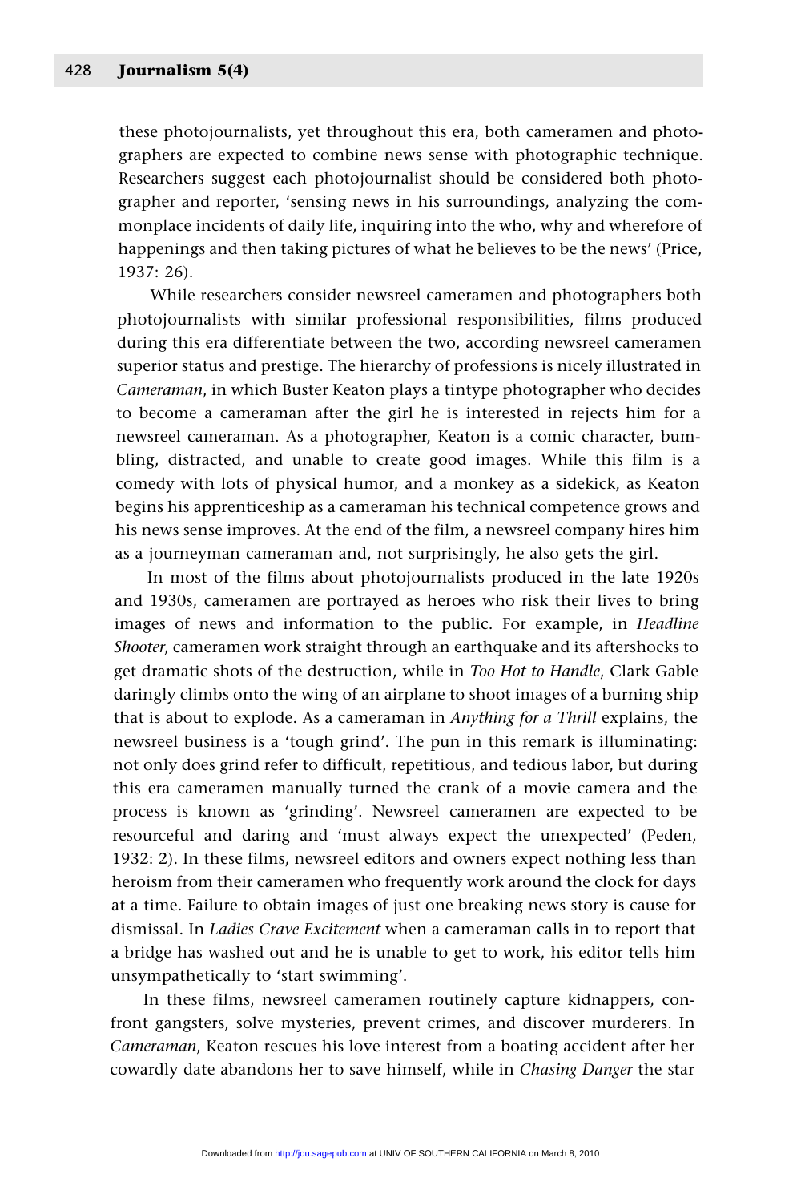these photojournalists, yet throughout this era, both cameramen and photographers are expected to combine news sense with photographic technique. Researchers suggest each photojournalist should be considered both photographer and reporter, 'sensing news in his surroundings, analyzing the commonplace incidents of daily life, inquiring into the who, why and wherefore of happenings and then taking pictures of what he believes to be the news' (Price, 1937: 26).

While researchers consider newsreel cameramen and photographers both photojournalists with similar professional responsibilities, films produced during this era differentiate between the two, according newsreel cameramen superior status and prestige. The hierarchy of professions is nicely illustrated in *Cameraman*, in which Buster Keaton plays a tintype photographer who decides to become a cameraman after the girl he is interested in rejects him for a newsreel cameraman. As a photographer, Keaton is a comic character, bumbling, distracted, and unable to create good images. While this film is a comedy with lots of physical humor, and a monkey as a sidekick, as Keaton begins his apprenticeship as a cameraman his technical competence grows and his news sense improves. At the end of the film, a newsreel company hires him as a journeyman cameraman and, not surprisingly, he also gets the girl.

In most of the films about photojournalists produced in the late 1920s and 1930s, cameramen are portrayed as heroes who risk their lives to bring images of news and information to the public. For example, in *Headline Shooter*, cameramen work straight through an earthquake and its aftershocks to get dramatic shots of the destruction, while in *Too Hot to Handle*, Clark Gable daringly climbs onto the wing of an airplane to shoot images of a burning ship that is about to explode. As a cameraman in *Anything for a Thrill* explains, the newsreel business is a 'tough grind'. The pun in this remark is illuminating: not only does grind refer to difficult, repetitious, and tedious labor, but during this era cameramen manually turned the crank of a movie camera and the process is known as 'grinding'. Newsreel cameramen are expected to be resourceful and daring and 'must always expect the unexpected' (Peden, 1932: 2). In these films, newsreel editors and owners expect nothing less than heroism from their cameramen who frequently work around the clock for days at a time. Failure to obtain images of just one breaking news story is cause for dismissal. In *Ladies Crave Excitement* when a cameraman calls in to report that a bridge has washed out and he is unable to get to work, his editor tells him unsympathetically to 'start swimming'.

In these films, newsreel cameramen routinely capture kidnappers, confront gangsters, solve mysteries, prevent crimes, and discover murderers. In *Cameraman*, Keaton rescues his love interest from a boating accident after her cowardly date abandons her to save himself, while in *Chasing Danger* the star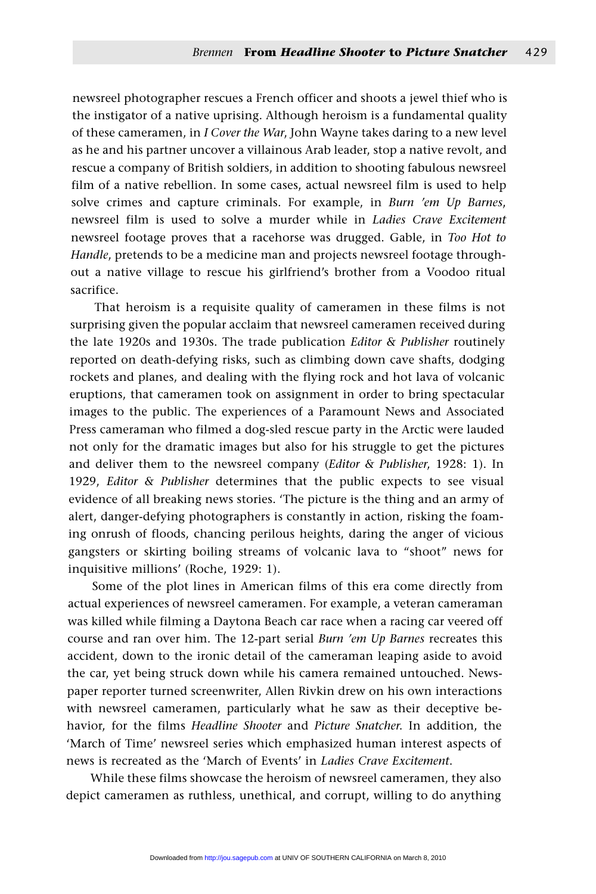newsreel photographer rescues a French officer and shoots a jewel thief who is the instigator of a native uprising. Although heroism is a fundamental quality of these cameramen, in *I Cover the War*, John Wayne takes daring to a new level as he and his partner uncover a villainous Arab leader, stop a native revolt, and rescue a company of British soldiers, in addition to shooting fabulous newsreel film of a native rebellion. In some cases, actual newsreel film is used to help solve crimes and capture criminals. For example, in *Burn 'em Up Barnes*, newsreel film is used to solve a murder while in *Ladies Crave Excitement* newsreel footage proves that a racehorse was drugged. Gable, in *Too Hot to Handle*, pretends to be a medicine man and projects newsreel footage throughout a native village to rescue his girlfriend's brother from a Voodoo ritual sacrifice.

That heroism is a requisite quality of cameramen in these films is not surprising given the popular acclaim that newsreel cameramen received during the late 1920s and 1930s. The trade publication *Editor & Publisher* routinely reported on death-defying risks, such as climbing down cave shafts, dodging rockets and planes, and dealing with the flying rock and hot lava of volcanic eruptions, that cameramen took on assignment in order to bring spectacular images to the public. The experiences of a Paramount News and Associated Press cameraman who filmed a dog-sled rescue party in the Arctic were lauded not only for the dramatic images but also for his struggle to get the pictures and deliver them to the newsreel company (*Editor & Publisher*, 1928: 1). In 1929, *Editor & Publisher* determines that the public expects to see visual evidence of all breaking news stories. 'The picture is the thing and an army of alert, danger-defying photographers is constantly in action, risking the foaming onrush of floods, chancing perilous heights, daring the anger of vicious gangsters or skirting boiling streams of volcanic lava to "shoot" news for inquisitive millions' (Roche, 1929: 1).

Some of the plot lines in American films of this era come directly from actual experiences of newsreel cameramen. For example, a veteran cameraman was killed while filming a Daytona Beach car race when a racing car veered off course and ran over him. The 12-part serial *Burn 'em Up Barnes* recreates this accident, down to the ironic detail of the cameraman leaping aside to avoid the car, yet being struck down while his camera remained untouched. Newspaper reporter turned screenwriter, Allen Rivkin drew on his own interactions with newsreel cameramen, particularly what he saw as their deceptive behavior, for the films *Headline Shooter* and *Picture Snatcher*. In addition, the 'March of Time' newsreel series which emphasized human interest aspects of news is recreated as the 'March of Events' in *Ladies Crave Excitement*.

While these films showcase the heroism of newsreel cameramen, they also depict cameramen as ruthless, unethical, and corrupt, willing to do anything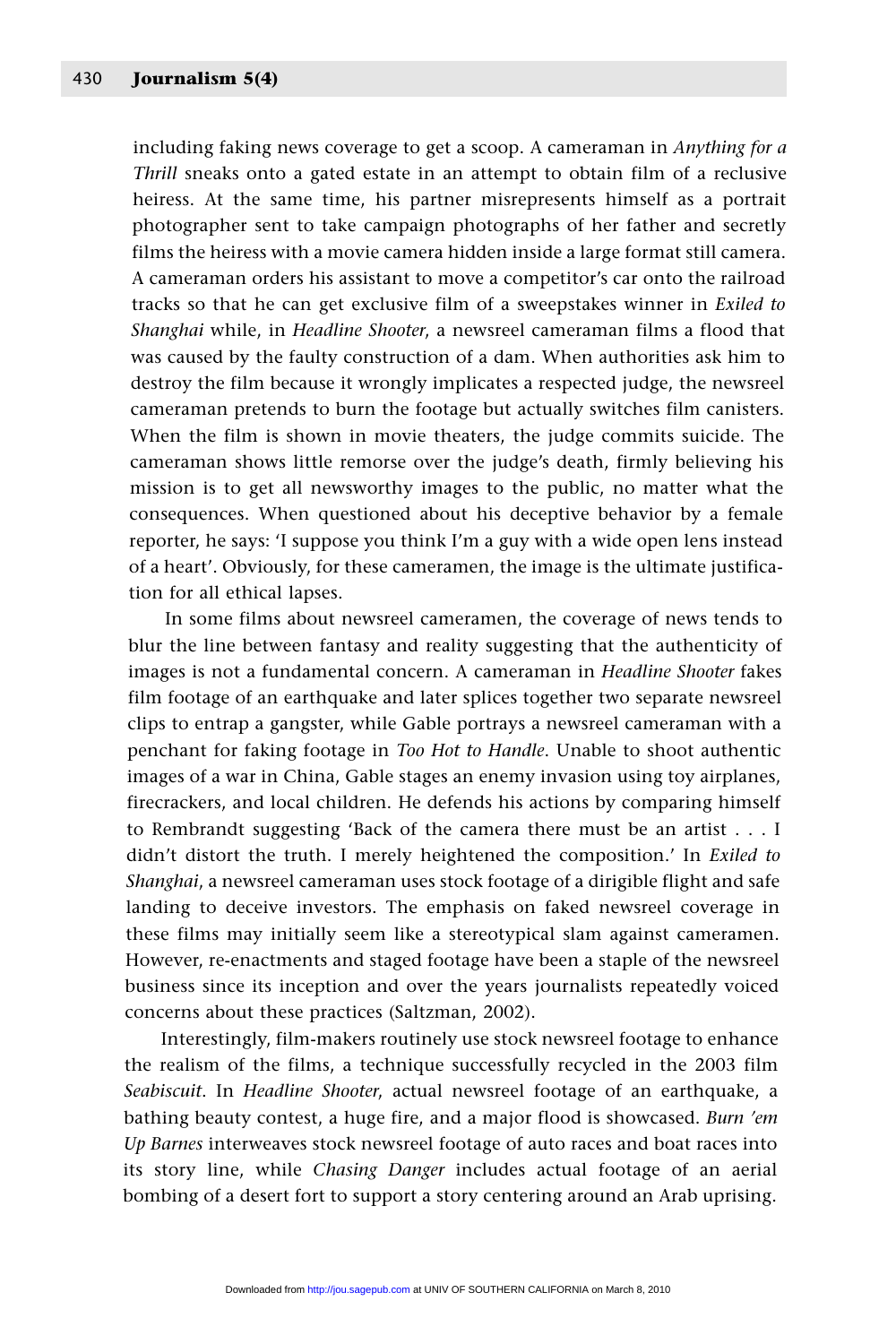including faking news coverage to get a scoop. A cameraman in *Anything for a Thrill* sneaks onto a gated estate in an attempt to obtain film of a reclusive heiress. At the same time, his partner misrepresents himself as a portrait photographer sent to take campaign photographs of her father and secretly films the heiress with a movie camera hidden inside a large format still camera. A cameraman orders his assistant to move a competitor's car onto the railroad tracks so that he can get exclusive film of a sweepstakes winner in *Exiled to Shanghai* while, in *Headline Shooter*, a newsreel cameraman films a flood that was caused by the faulty construction of a dam. When authorities ask him to destroy the film because it wrongly implicates a respected judge, the newsreel cameraman pretends to burn the footage but actually switches film canisters. When the film is shown in movie theaters, the judge commits suicide. The cameraman shows little remorse over the judge's death, firmly believing his mission is to get all newsworthy images to the public, no matter what the consequences. When questioned about his deceptive behavior by a female reporter, he says: 'I suppose you think I'm a guy with a wide open lens instead of a heart'. Obviously, for these cameramen, the image is the ultimate justification for all ethical lapses.

In some films about newsreel cameramen, the coverage of news tends to blur the line between fantasy and reality suggesting that the authenticity of images is not a fundamental concern. A cameraman in *Headline Shooter* fakes film footage of an earthquake and later splices together two separate newsreel clips to entrap a gangster, while Gable portrays a newsreel cameraman with a penchant for faking footage in *Too Hot to Handle*. Unable to shoot authentic images of a war in China, Gable stages an enemy invasion using toy airplanes, firecrackers, and local children. He defends his actions by comparing himself to Rembrandt suggesting 'Back of the camera there must be an artist . . . I didn't distort the truth. I merely heightened the composition.' In *Exiled to Shanghai*, a newsreel cameraman uses stock footage of a dirigible flight and safe landing to deceive investors. The emphasis on faked newsreel coverage in these films may initially seem like a stereotypical slam against cameramen. However, re-enactments and staged footage have been a staple of the newsreel business since its inception and over the years journalists repeatedly voiced concerns about these practices (Saltzman, 2002).

Interestingly, film-makers routinely use stock newsreel footage to enhance the realism of the films, a technique successfully recycled in the 2003 film *Seabiscuit*. In *Headline Shooter*, actual newsreel footage of an earthquake, a bathing beauty contest, a huge fire, and a major flood is showcased. *Burn 'em Up Barnes* interweaves stock newsreel footage of auto races and boat races into its story line, while *Chasing Danger* includes actual footage of an aerial bombing of a desert fort to support a story centering around an Arab uprising.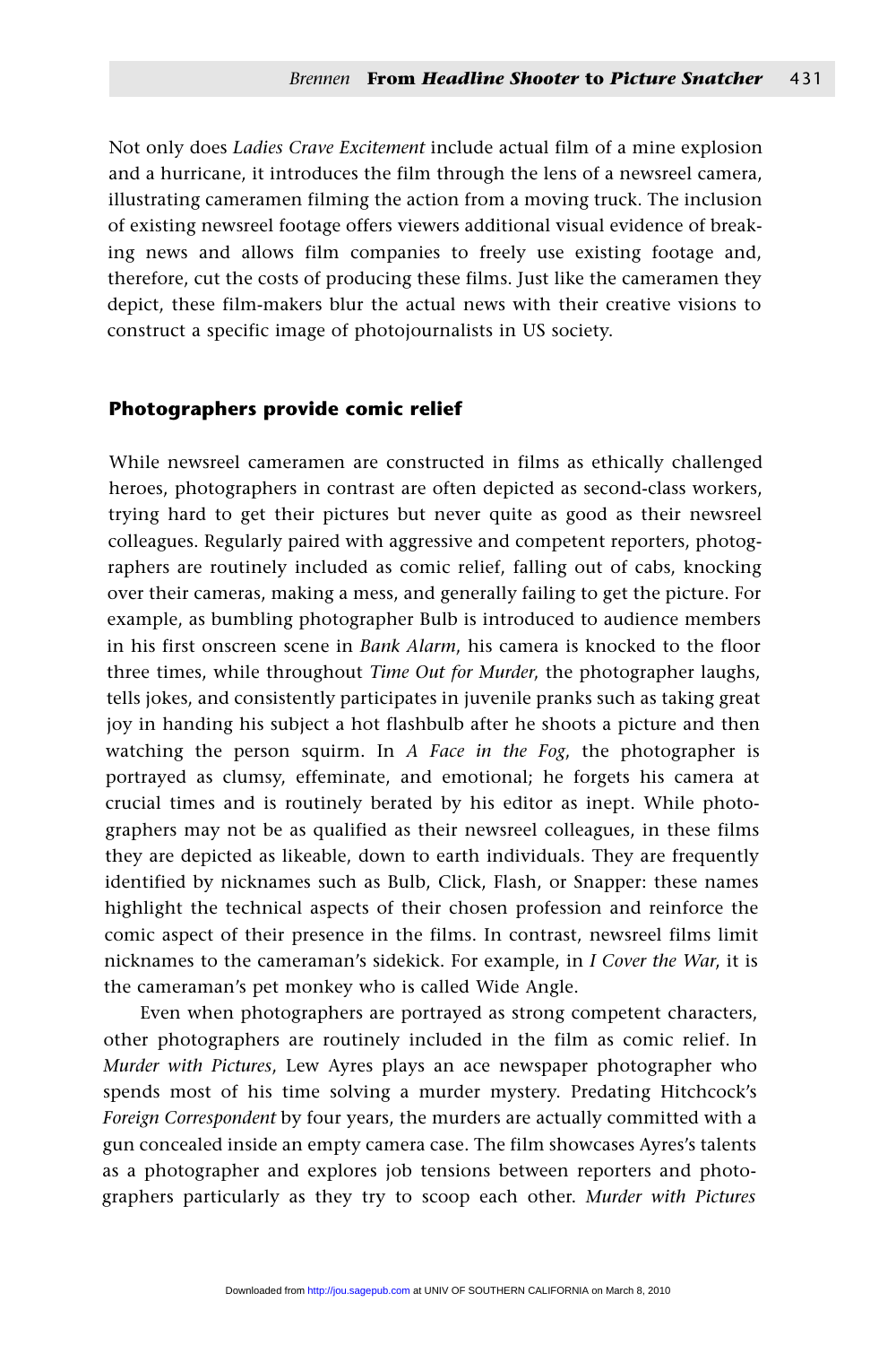Not only does *Ladies Crave Excitement* include actual film of a mine explosion and a hurricane, it introduces the film through the lens of a newsreel camera, illustrating cameramen filming the action from a moving truck. The inclusion of existing newsreel footage offers viewers additional visual evidence of breaking news and allows film companies to freely use existing footage and, therefore, cut the costs of producing these films. Just like the cameramen they depict, these film-makers blur the actual news with their creative visions to construct a specific image of photojournalists in US society.

## Photographers provide comic relief

While newsreel cameramen are constructed in films as ethically challenged heroes, photographers in contrast are often depicted as second-class workers, trying hard to get their pictures but never quite as good as their newsreel colleagues. Regularly paired with aggressive and competent reporters, photographers are routinely included as comic relief, falling out of cabs, knocking over their cameras, making a mess, and generally failing to get the picture. For example, as bumbling photographer Bulb is introduced to audience members in his first onscreen scene in *Bank Alarm*, his camera is knocked to the floor three times, while throughout *Time Out for Murder*, the photographer laughs, tells jokes, and consistently participates in juvenile pranks such as taking great joy in handing his subject a hot flashbulb after he shoots a picture and then watching the person squirm. In *A Face in the Fog*, the photographer is portrayed as clumsy, effeminate, and emotional; he forgets his camera at crucial times and is routinely berated by his editor as inept. While photographers may not be as qualified as their newsreel colleagues, in these films they are depicted as likeable, down to earth individuals. They are frequently identified by nicknames such as Bulb, Click, Flash, or Snapper: these names highlight the technical aspects of their chosen profession and reinforce the comic aspect of their presence in the films. In contrast, newsreel films limit nicknames to the cameraman's sidekick. For example, in *I Cover the War*, it is the cameraman's pet monkey who is called Wide Angle.

Even when photographers are portrayed as strong competent characters, other photographers are routinely included in the film as comic relief. In *Murder with Pictures*, Lew Ayres plays an ace newspaper photographer who spends most of his time solving a murder mystery. Predating Hitchcock's *Foreign Correspondent* by four years, the murders are actually committed with a gun concealed inside an empty camera case. The film showcases Ayres's talents as a photographer and explores job tensions between reporters and photographers particularly as they try to scoop each other. *Murder with Pictures*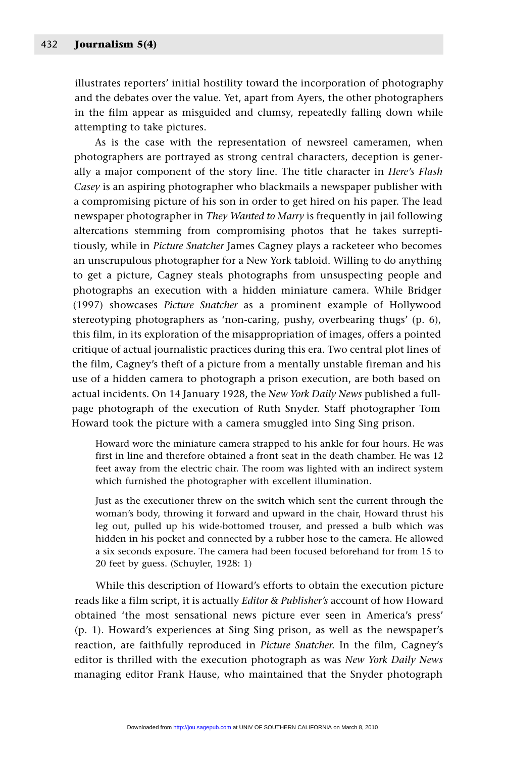illustrates reporters' initial hostility toward the incorporation of photography and the debates over the value. Yet, apart from Ayers, the other photographers in the film appear as misguided and clumsy, repeatedly falling down while attempting to take pictures.

As is the case with the representation of newsreel cameramen, when photographers are portrayed as strong central characters, deception is generally a major component of the story line. The title character in *Here's Flash Casey* is an aspiring photographer who blackmails a newspaper publisher with a compromising picture of his son in order to get hired on his paper. The lead newspaper photographer in *They Wanted to Marry* is frequently in jail following altercations stemming from compromising photos that he takes surreptitiously, while in *Picture Snatcher* James Cagney plays a racketeer who becomes an unscrupulous photographer for a New York tabloid. Willing to do anything to get a picture, Cagney steals photographs from unsuspecting people and photographs an execution with a hidden miniature camera. While Bridger (1997) showcases *Picture Snatcher* as a prominent example of Hollywood stereotyping photographers as 'non-caring, pushy, overbearing thugs' (p. 6), this film, in its exploration of the misappropriation of images, offers a pointed critique of actual journalistic practices during this era. Two central plot lines of the film, Cagney's theft of a picture from a mentally unstable fireman and his use of a hidden camera to photograph a prison execution, are both based on actual incidents. On 14 January 1928, the *New York Daily News* published a full-page photograph of the execution of Ruth Snyder. Staff photographer Tom Howard took the picture with a camera smuggled into Sing Sing prison.

> Howard wore the miniature camera strapped to his ankle for four hours. He was first in line and therefore obtained a front seat in the death chamber. He was 12 feet away from the electric chair. The room was lighted with an indirect system which furnished the photographer with excellent illumination.
>
> Just as the executioner threw on the switch which sent the current through the woman's body, throwing it forward and upward in the chair, Howard thrust his leg out, pulled up his wide-bottomed trouser, and pressed a bulb which was hidden in his pocket and connected by a rubber hose to the camera. He allowed a six seconds exposure. The camera had been focused beforehand for from 15 to 20 feet by guess. (Schuyler, 1928: 1)

While this description of Howard's efforts to obtain the execution picture reads like a film script, it is actually *Editor & Publisher's* account of how Howard obtained 'the most sensational news picture ever seen in America's press' (p. 1). Howard's experiences at Sing Sing prison, as well as the newspaper's reaction, are faithfully reproduced in *Picture Snatcher*. In the film, Cagney's editor is thrilled with the execution photograph as was *New York Daily News* managing editor Frank Hause, who maintained that the Snyder photograph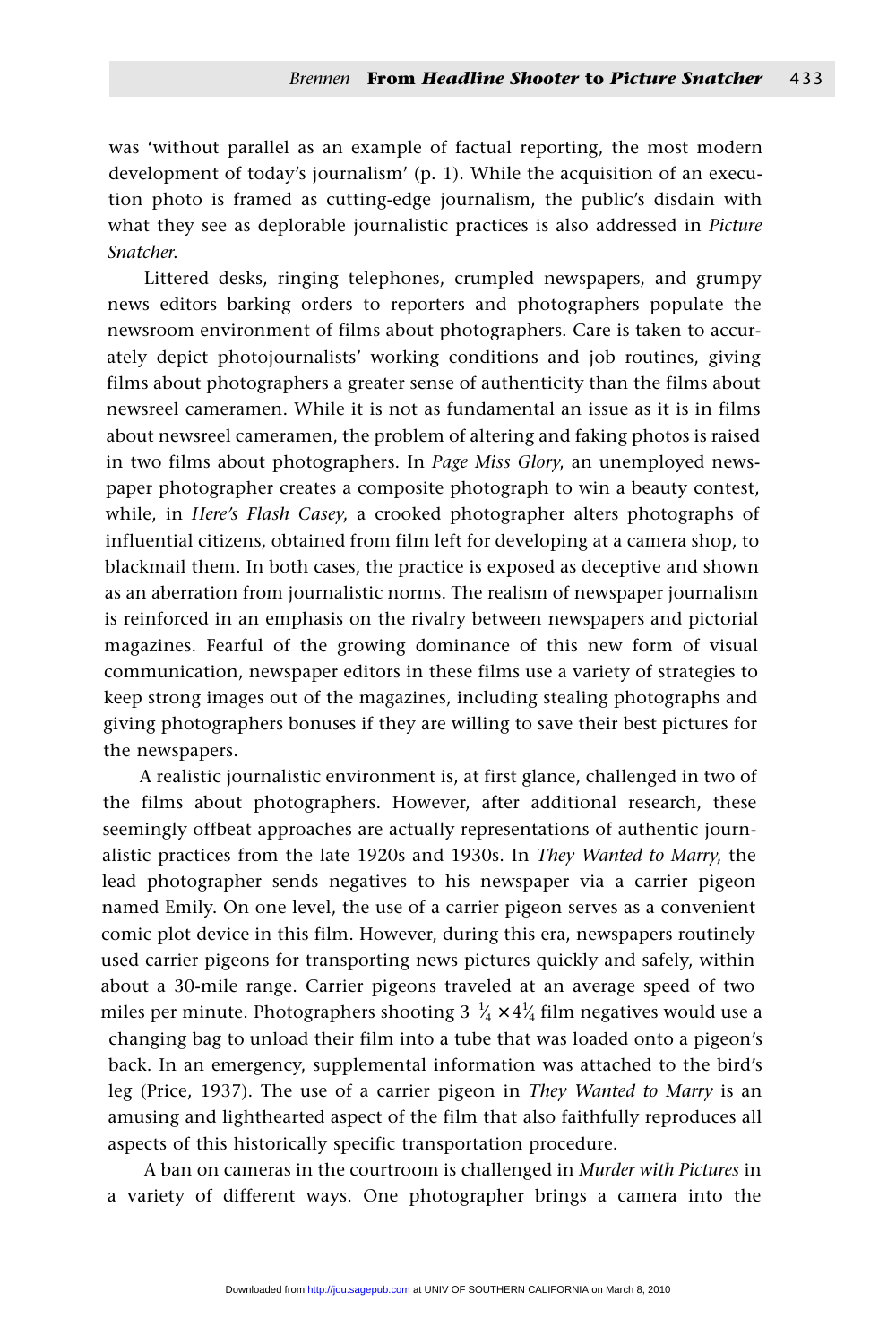was 'without parallel as an example of factual reporting, the most modern development of today's journalism' (p. 1). While the acquisition of an execution photo is framed as cutting-edge journalism, the public's disdain with what they see as deplorable journalistic practices is also addressed in *Picture Snatcher*.

Littered desks, ringing telephones, crumpled newspapers, and grumpy news editors barking orders to reporters and photographers populate the newsroom environment of films about photographers. Care is taken to accurately depict photojournalists' working conditions and job routines, giving films about photographers a greater sense of authenticity than the films about newsreel cameramen. While it is not as fundamental an issue as it is in films about newsreel cameramen, the problem of altering and faking photos is raised in two films about photographers. In *Page Miss Glory*, an unemployed newspaper photographer creates a composite photograph to win a beauty contest, while, in *Here's Flash Casey*, a crooked photographer alters photographs of influential citizens, obtained from film left for developing at a camera shop, to blackmail them. In both cases, the practice is exposed as deceptive and shown as an aberration from journalistic norms. The realism of newspaper journalism is reinforced in an emphasis on the rivalry between newspapers and pictorial magazines. Fearful of the growing dominance of this new form of visual communication, newspaper editors in these films use a variety of strategies to keep strong images out of the magazines, including stealing photographs and giving photographers bonuses if they are willing to save their best pictures for the newspapers.

A realistic journalistic environment is, at first glance, challenged in two of the films about photographers. However, after additional research, these seemingly offbeat approaches are actually representations of authentic journalistic practices from the late 1920s and 1930s. In *They Wanted to Marry*, the lead photographer sends negatives to his newspaper via a carrier pigeon named Emily. On one level, the use of a carrier pigeon serves as a convenient comic plot device in this film. However, during this era, newspapers routinely used carrier pigeons for transporting news pictures quickly and safely, within about a 30-mile range. Carrier pigeons traveled at an average speed of two miles per minute. Photographers shooting $3\frac{1}{4} \times 4\frac{1}{4}$ film negatives would use a changing bag to unload their film into a tube that was loaded onto a pigeon's back. In an emergency, supplemental information was attached to the bird's leg (Price, 1937). The use of a carrier pigeon in *They Wanted to Marry* is an amusing and lighthearted aspect of the film that also faithfully reproduces all aspects of this historically specific transportation procedure.

A ban on cameras in the courtroom is challenged in *Murder with Pictures* in a variety of different ways. One photographer brings a camera into the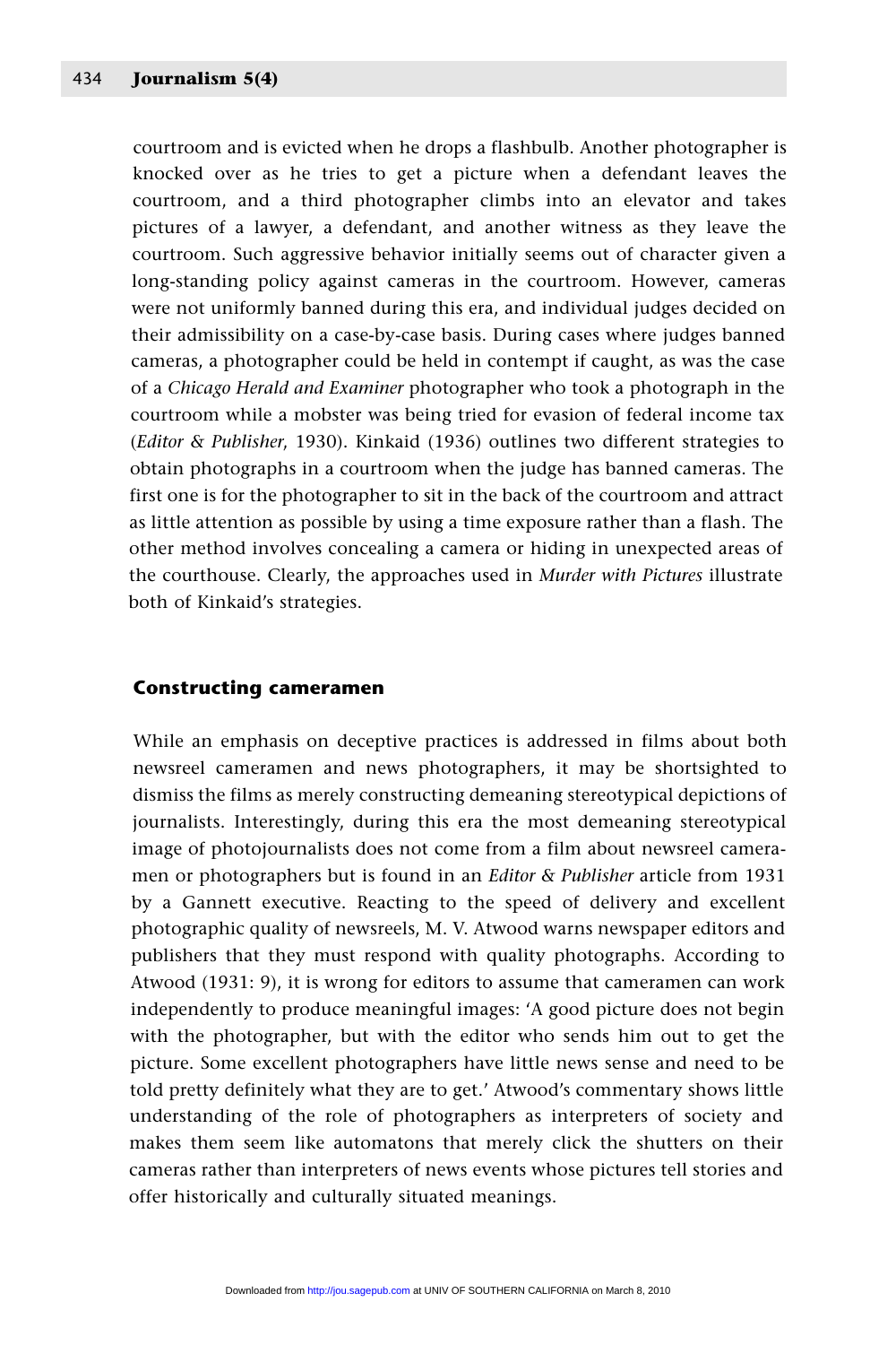courtroom and is evicted when he drops a flashbulb. Another photographer is knocked over as he tries to get a picture when a defendant leaves the courtroom, and a third photographer climbs into an elevator and takes pictures of a lawyer, a defendant, and another witness as they leave the courtroom. Such aggressive behavior initially seems out of character given a long-standing policy against cameras in the courtroom. However, cameras were not uniformly banned during this era, and individual judges decided on their admissibility on a case-by-case basis. During cases where judges banned cameras, a photographer could be held in contempt if caught, as was the case of a *Chicago Herald and Examiner* photographer who took a photograph in the courtroom while a mobster was being tried for evasion of federal income tax (*Editor & Publisher*, 1930). Kinkaid (1936) outlines two different strategies to obtain photographs in a courtroom when the judge has banned cameras. The first one is for the photographer to sit in the back of the courtroom and attract as little attention as possible by using a time exposure rather than a flash. The other method involves concealing a camera or hiding in unexpected areas of the courthouse. Clearly, the approaches used in *Murder with Pictures* illustrate both of Kinkaid's strategies.

## Constructing cameramen

While an emphasis on deceptive practices is addressed in films about both newsreel cameramen and news photographers, it may be shortsighted to dismiss the films as merely constructing demeaning stereotypical depictions of journalists. Interestingly, during this era the most demeaning stereotypical image of photojournalists does not come from a film about newsreel cameramen or photographers but is found in an *Editor & Publisher* article from 1931 by a Gannett executive. Reacting to the speed of delivery and excellent photographic quality of newsreels, M. V. Atwood warns newspaper editors and publishers that they must respond with quality photographs. According to Atwood (1931: 9), it is wrong for editors to assume that cameramen can work independently to produce meaningful images: 'A good picture does not begin with the photographer, but with the editor who sends him out to get the picture. Some excellent photographers have little news sense and need to be told pretty definitely what they are to get.' Atwood's commentary shows little understanding of the role of photographers as interpreters of society and makes them seem like automatons that merely click the shutters on their cameras rather than interpreters of news events whose pictures tell stories and offer historically and culturally situated meanings.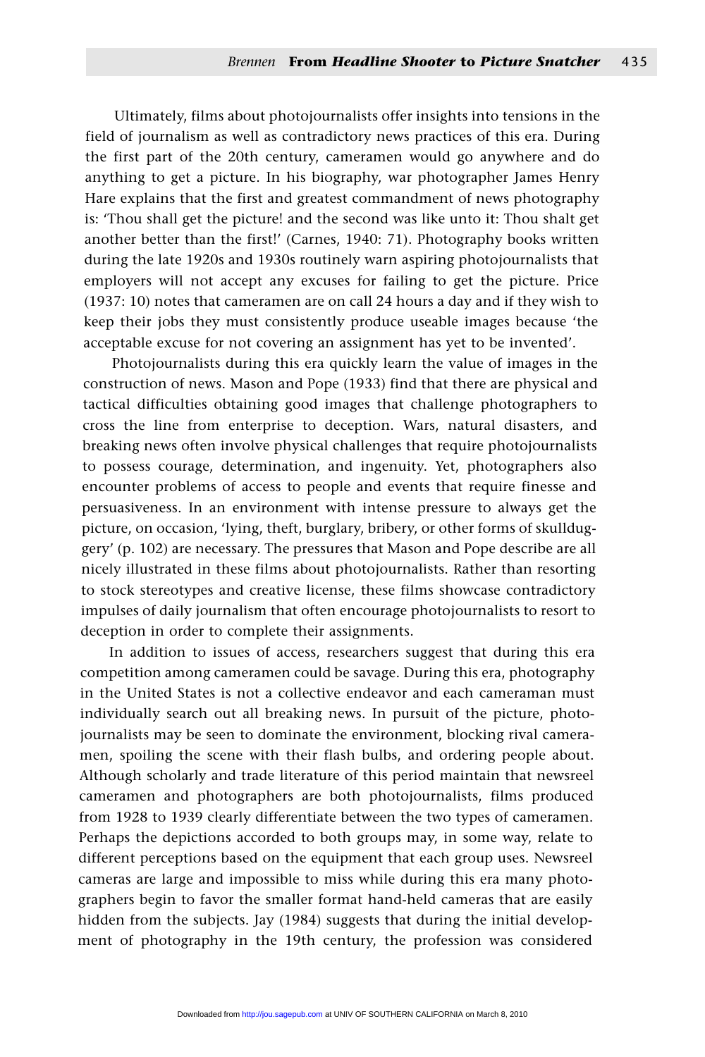Ultimately, films about photojournalists offer insights into tensions in the field of journalism as well as contradictory news practices of this era. During the first part of the 20th century, cameramen would go anywhere and do anything to get a picture. In his biography, war photographer James Henry Hare explains that the first and greatest commandment of news photography is: 'Thou shall get the picture! and the second was like unto it: Thou shalt get another better than the first!' (Carnes, 1940: 71). Photography books written during the late 1920s and 1930s routinely warn aspiring photojournalists that employers will not accept any excuses for failing to get the picture. Price (1937: 10) notes that cameramen are on call 24 hours a day and if they wish to keep their jobs they must consistently produce useable images because 'the acceptable excuse for not covering an assignment has yet to be invented'.

Photojournalists during this era quickly learn the value of images in the construction of news. Mason and Pope (1933) find that there are physical and tactical difficulties obtaining good images that challenge photographers to cross the line from enterprise to deception. Wars, natural disasters, and breaking news often involve physical challenges that require photojournalists to possess courage, determination, and ingenuity. Yet, photographers also encounter problems of access to people and events that require finesse and persuasiveness. In an environment with intense pressure to always get the picture, on occasion, 'lying, theft, burglary, bribery, or other forms of skullduggery' (p. 102) are necessary. The pressures that Mason and Pope describe are all nicely illustrated in these films about photojournalists. Rather than resorting to stock stereotypes and creative license, these films showcase contradictory impulses of daily journalism that often encourage photojournalists to resort to deception in order to complete their assignments.

In addition to issues of access, researchers suggest that during this era competition among cameramen could be savage. During this era, photography in the United States is not a collective endeavor and each cameraman must individually search out all breaking news. In pursuit of the picture, photojournalists may be seen to dominate the environment, blocking rival cameramen, spoiling the scene with their flash bulbs, and ordering people about. Although scholarly and trade literature of this period maintain that newsreel cameramen and photographers are both photojournalists, films produced from 1928 to 1939 clearly differentiate between the two types of cameramen. Perhaps the depictions accorded to both groups may, in some way, relate to different perceptions based on the equipment that each group uses. Newsreel cameras are large and impossible to miss while during this era many photographers begin to favor the smaller format hand-held cameras that are easily hidden from the subjects. Jay (1984) suggests that during the initial development of photography in the 19th century, the profession was considered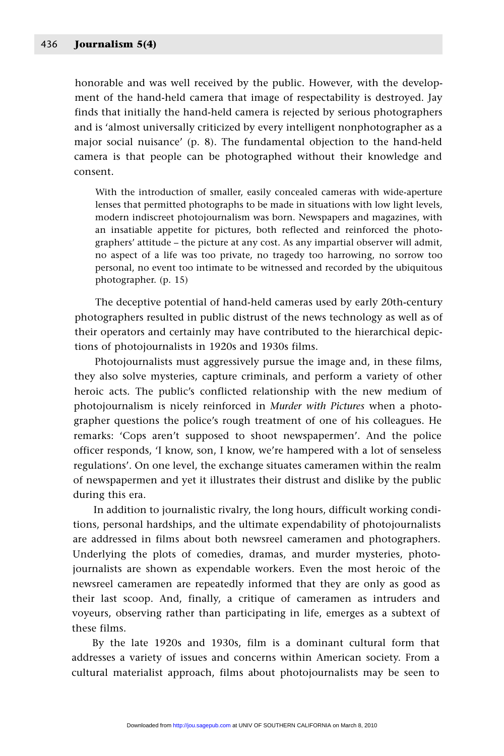honorable and was well received by the public. However, with the development of the hand-held camera that image of respectability is destroyed. Jay finds that initially the hand-held camera is rejected by serious photographers and is 'almost universally criticized by every intelligent nonphotographer as a major social nuisance' (p. 8). The fundamental objection to the hand-held camera is that people can be photographed without their knowledge and consent.

> With the introduction of smaller, easily concealed cameras with wide-aperture lenses that permitted photographs to be made in situations with low light levels, modern indiscreet photojournalism was born. Newspapers and magazines, with an insatiable appetite for pictures, both reflected and reinforced the photographers' attitude – the picture at any cost. As any impartial observer will admit, no aspect of a life was too private, no tragedy too harrowing, no sorrow too personal, no event too intimate to be witnessed and recorded by the ubiquitous photographer. (p. 15)

The deceptive potential of hand-held cameras used by early 20th-century photographers resulted in public distrust of the news technology as well as of their operators and certainly may have contributed to the hierarchical depictions of photojournalists in 1920s and 1930s films.

Photojournalists must aggressively pursue the image and, in these films, they also solve mysteries, capture criminals, and perform a variety of other heroic acts. The public's conflicted relationship with the new medium of photojournalism is nicely reinforced in *Murder with Pictures* when a photographer questions the police's rough treatment of one of his colleagues. He remarks: 'Cops aren't supposed to shoot newspapermen'. And the police officer responds, 'I know, son, I know, we're hampered with a lot of senseless regulations'. On one level, the exchange situates cameramen within the realm of newspapermen and yet it illustrates their distrust and dislike by the public during this era.

In addition to journalistic rivalry, the long hours, difficult working conditions, personal hardships, and the ultimate expendability of photojournalists are addressed in films about both newsreel cameramen and photographers. Underlying the plots of comedies, dramas, and murder mysteries, photojournalists are shown as expendable workers. Even the most heroic of the newsreel cameramen are repeatedly informed that they are only as good as their last scoop. And, finally, a critique of cameramen as intruders and voyeurs, observing rather than participating in life, emerges as a subtext of these films.

By the late 1920s and 1930s, film is a dominant cultural form that addresses a variety of issues and concerns within American society. From a cultural materialist approach, films about photojournalists may be seen to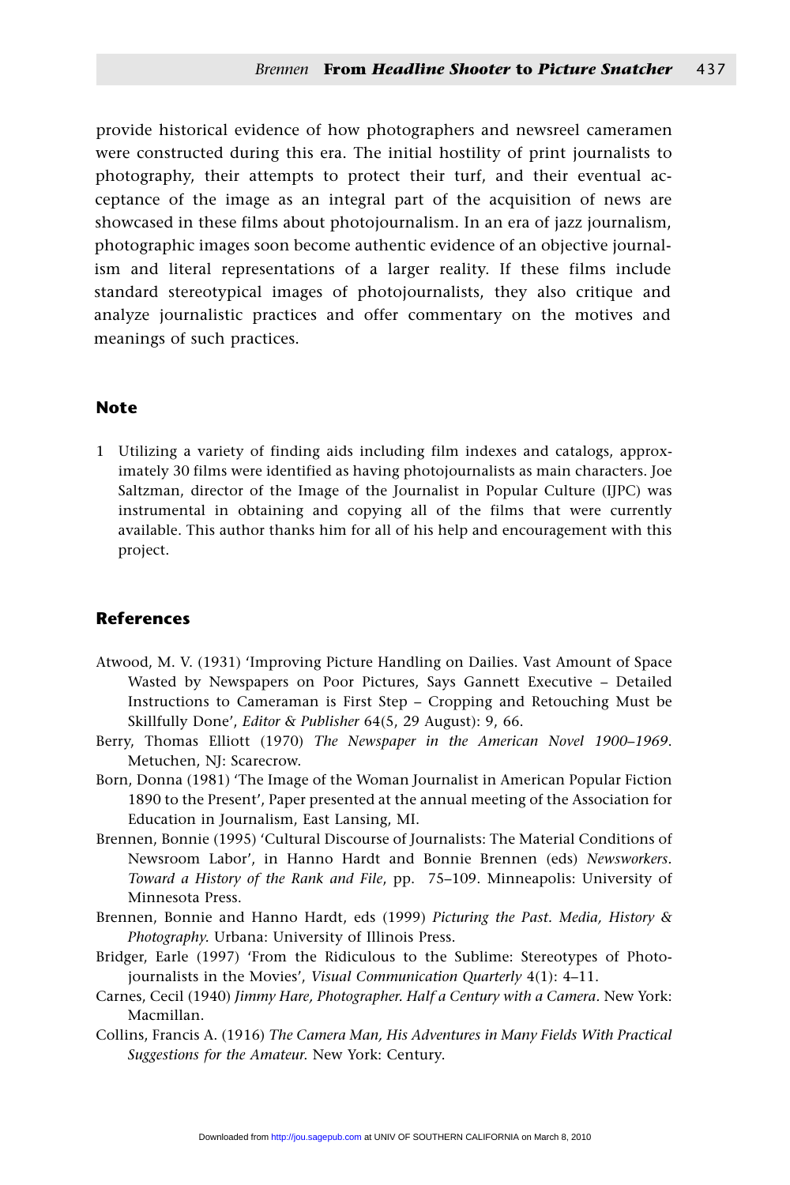provide historical evidence of how photographers and newsreel cameramen were constructed during this era. The initial hostility of print journalists to photography, their attempts to protect their turf, and their eventual acceptance of the image as an integral part of the acquisition of news are showcased in these films about photojournalism. In an era of jazz journalism, photographic images soon become authentic evidence of an objective journalism and literal representations of a larger reality. If these films include standard stereotypical images of photojournalists, they also critique and analyze journalistic practices and offer commentary on the motives and meanings of such practices.

## Note

1 Utilizing a variety of finding aids including film indexes and catalogs, approximately 30 films were identified as having photojournalists as main characters. Joe Saltzman, director of the Image of the Journalist in Popular Culture (IJPC) was instrumental in obtaining and copying all of the films that were currently available. This author thanks him for all of his help and encouragement with this project.

## References

Atwood, M. V. (1931) 'Improving Picture Handling on Dailies. Vast Amount of Space Wasted by Newspapers on Poor Pictures, Says Gannett Executive – Detailed Instructions to Cameraman is First Step – Cropping and Retouching Must be Skillfully Done', *Editor & Publisher* 64(5, 29 August): 9, 66.

Berry, Thomas Elliott (1970) *The Newspaper in the American Novel 1900–1969*. Metuchen, NJ: Scarecrow.

Born, Donna (1981) 'The Image of the Woman Journalist in American Popular Fiction 1890 to the Present', Paper presented at the annual meeting of the Association for Education in Journalism, East Lansing, MI.

Brennen, Bonnie (1995) 'Cultural Discourse of Journalists: The Material Conditions of Newsroom Labor', in Hanno Hardt and Bonnie Brennen (eds) *Newsworkers. Toward a History of the Rank and File*, pp. 75–109. Minneapolis: University of Minnesota Press.

Brennen, Bonnie and Hanno Hardt, eds (1999) *Picturing the Past. Media, History & Photography*. Urbana: University of Illinois Press.

Bridger, Earle (1997) 'From the Ridiculous to the Sublime: Stereotypes of Photojournalists in the Movies', *Visual Communication Quarterly* 4(1): 4–11.

Carnes, Cecil (1940) *Jimmy Hare, Photographer. Half a Century with a Camera*. New York: Macmillan.

Collins, Francis A. (1916) *The Camera Man, His Adventures in Many Fields With Practical Suggestions for the Amateur*. New York: Century.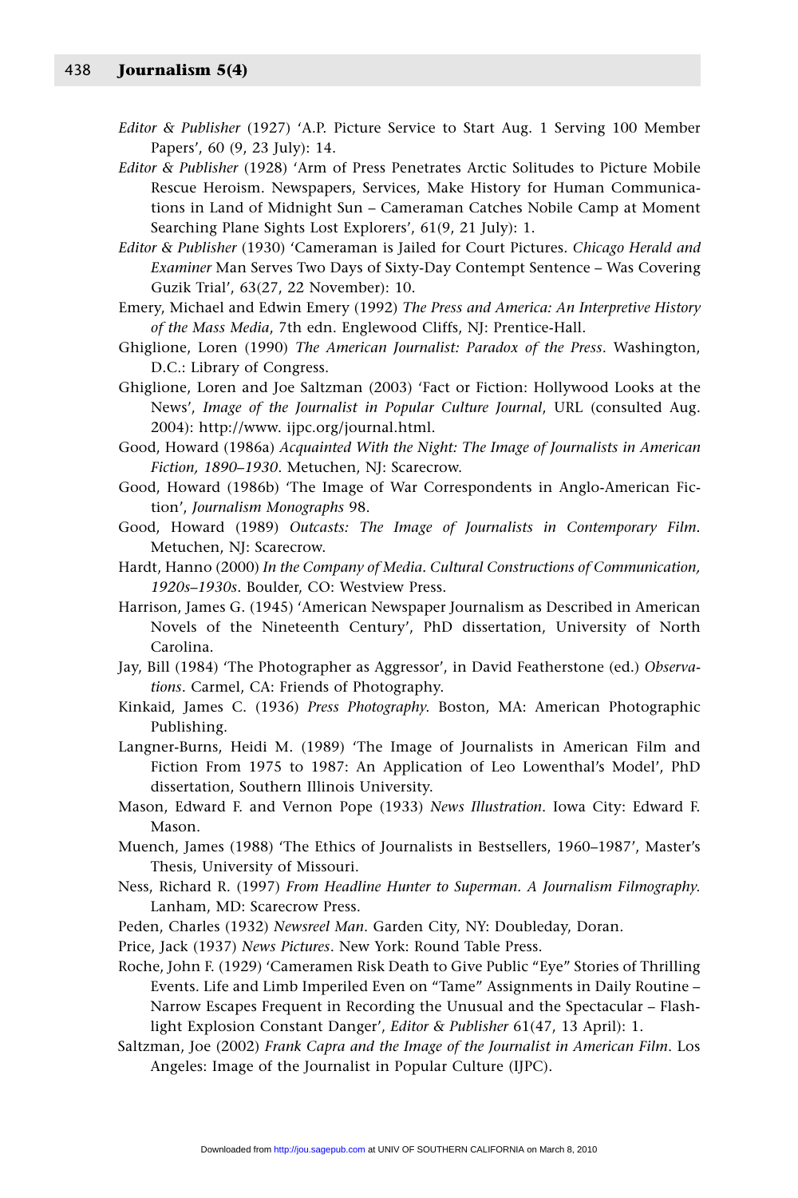*Editor & Publisher* (1927) 'A.P. Picture Service to Start Aug. 1 Serving 100 Member Papers', 60 (9, 23 July): 14.

*Editor & Publisher* (1928) 'Arm of Press Penetrates Arctic Solitudes to Picture Mobile Rescue Heroism. Newspapers, Services, Make History for Human Communications in Land of Midnight Sun – Cameraman Catches Nobile Camp at Moment Searching Plane Sights Lost Explorers', 61(9, 21 July): 1.

*Editor & Publisher* (1930) 'Cameraman is Jailed for Court Pictures. *Chicago Herald and Examiner* Man Serves Two Days of Sixty-Day Contempt Sentence – Was Covering Guzik Trial', 63(27, 22 November): 10.

Emery, Michael and Edwin Emery (1992) *The Press and America: An Interpretive History of the Mass Media*, 7th edn. Englewood Cliffs, NJ: Prentice-Hall.

Ghiglione, Loren (1990) *The American Journalist: Paradox of the Press*. Washington, D.C.: Library of Congress.

Ghiglione, Loren and Joe Saltzman (2003) 'Fact or Fiction: Hollywood Looks at the News', *Image of the Journalist in Popular Culture Journal*, URL (consulted Aug. 2004): http://www. ijpc.org/journal.html.

Good, Howard (1986a) *Acquainted With the Night: The Image of Journalists in American Fiction, 1890–1930*. Metuchen, NJ: Scarecrow.

Good, Howard (1986b) 'The Image of War Correspondents in Anglo-American Fiction', *Journalism Monographs* 98.

Good, Howard (1989) *Outcasts: The Image of Journalists in Contemporary Film*. Metuchen, NJ: Scarecrow.

Hardt, Hanno (2000) *In the Company of Media. Cultural Constructions of Communication, 1920s–1930s*. Boulder, CO: Westview Press.

Harrison, James G. (1945) 'American Newspaper Journalism as Described in American Novels of the Nineteenth Century', PhD dissertation, University of North Carolina.

Jay, Bill (1984) 'The Photographer as Aggressor', in David Featherstone (ed.) *Observations*. Carmel, CA: Friends of Photography.

Kinkaid, James C. (1936) *Press Photography*. Boston, MA: American Photographic Publishing.

Langner-Burns, Heidi M. (1989) 'The Image of Journalists in American Film and Fiction From 1975 to 1987: An Application of Leo Lowenthal's Model', PhD dissertation, Southern Illinois University.

Mason, Edward F. and Vernon Pope (1933) *News Illustration*. Iowa City: Edward F. Mason.

Muench, James (1988) 'The Ethics of Journalists in Bestsellers, 1960–1987', Master's Thesis, University of Missouri.

Ness, Richard R. (1997) *From Headline Hunter to Superman. A Journalism Filmography*. Lanham, MD: Scarecrow Press.

Peden, Charles (1932) *Newsreel Man*. Garden City, NY: Doubleday, Doran.

Price, Jack (1937) *News Pictures*. New York: Round Table Press.

Roche, John F. (1929) 'Cameramen Risk Death to Give Public "Eye" Stories of Thrilling Events. Life and Limb Imperiled Even on "Tame" Assignments in Daily Routine – Narrow Escapes Frequent in Recording the Unusual and the Spectacular – Flashlight Explosion Constant Danger', *Editor & Publisher* 61(47, 13 April): 1.

Saltzman, Joe (2002) *Frank Capra and the Image of the Journalist in American Film*. Los Angeles: Image of the Journalist in Popular Culture (IJPC).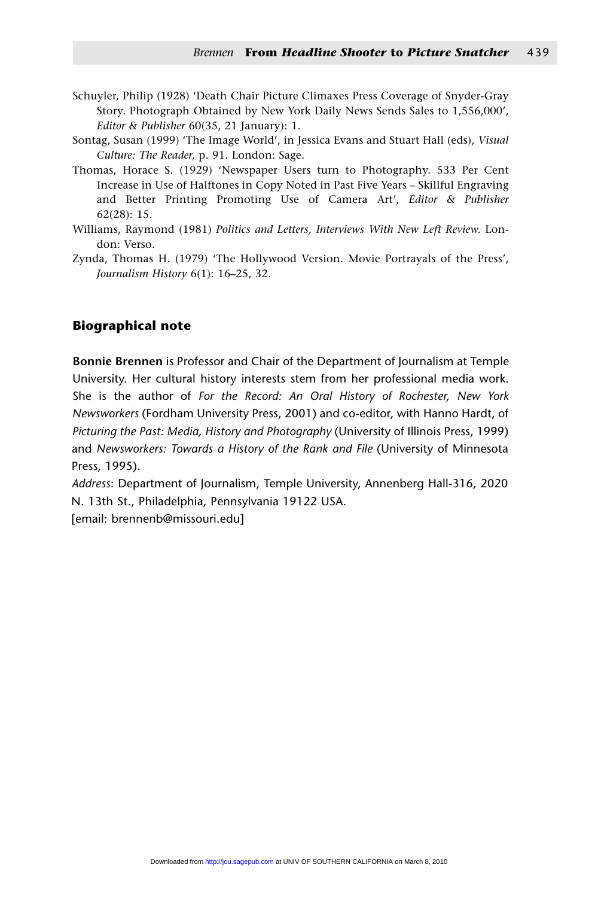Schuyler, Philip (1928) 'Death Chair Picture Climaxes Press Coverage of Snyder-Gray Story. Photograph Obtained by New York Daily News Sends Sales to 1,556,000', *Editor & Publisher* 60(35, 21 January): 1.

Sontag, Susan (1999) 'The Image World', in Jessica Evans and Stuart Hall (eds), *Visual Culture: The Reader*, p. 91. London: Sage.

Thomas, Horace S. (1929) 'Newspaper Users turn to Photography. 533 Per Cent Increase in Use of Halftones in Copy Noted in Past Five Years – Skillful Engraving and Better Printing Promoting Use of Camera Art', *Editor & Publisher* 62(28): 15.

Williams, Raymond (1981) *Politics and Letters, Interviews With New Left Review*. London: Verso.

Zynda, Thomas H. (1979) 'The Hollywood Version. Movie Portrayals of the Press', *Journalism History* 6(1): 16–25, 32.

## Biographical note

**Bonnie Brennen** is Professor and Chair of the Department of Journalism at Temple University. Her cultural history interests stem from her professional media work. She is the author of *For the Record: An Oral History of Rochester, New York Newsworkers* (Fordham University Press, 2001) and co-editor, with Hanno Hardt, of *Picturing the Past: Media, History and Photography* (University of Illinois Press, 1999) and *Newsworkers: Towards a History of the Rank and File* (University of Minnesota Press, 1995).

*Address*: Department of Journalism, Temple University, Annenberg Hall-316, 2020 N. 13th St., Philadelphia, Pennsylvania 19122 USA.
[email: brennenb@missouri.edu]